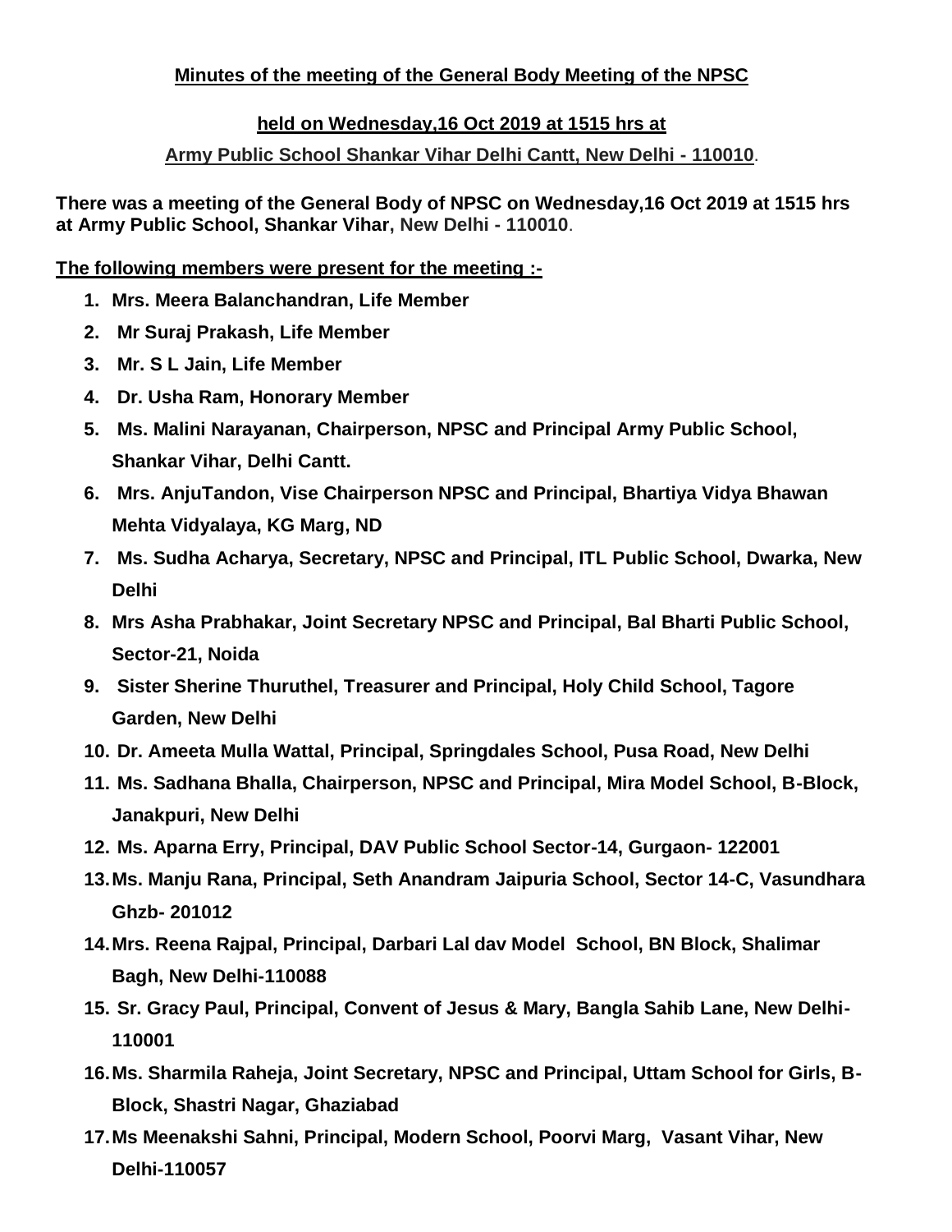**Minutes of the meeting of the General Body Meeting of the NPSC**

**held on Wednesday,16 Oct 2019 at 1515 hrs at**

**Army Public School Shankar Vihar Delhi Cantt, New Delhi - 110010.**

**There was a meeting of the General Body of NPSC on Wednesday,16 Oct 2019 at 1515 hrs at Army Public School, Shankar Vihar, New Delhi - 110010.**

**The following members were present for the meeting :-**

1. **Mrs. Meera Balanchandran, Life Member**
2. **Mr Suraj Prakash, Life Member**
3. **Mr. S L Jain, Life Member**
4. **Dr. Usha Ram, Honorary Member**
5. **Ms. Malini Narayanan, Chairperson, NPSC and Principal Army Public School, Shankar Vihar, Delhi Cantt.**
6. **Mrs. AnjuTandon, Vise Chairperson NPSC and Principal, Bhartiya Vidya Bhawan Mehta Vidyalaya, KG Marg, ND**
7. **Ms. Sudha Acharya, Secretary, NPSC and Principal, ITL Public School, Dwarka, New Delhi**
8. **Mrs Asha Prabhakar, Joint Secretary NPSC and Principal, Bal Bharti Public School, Sector-21, Noida**
9. **Sister Sherine Thuruthel, Treasurer and Principal, Holy Child School, Tagore Garden, New Delhi**
10. **Dr. Ameeta Mulla Wattal, Principal, Springdales School, Pusa Road, New Delhi**
11. **Ms. Sadhana Bhalla, Chairperson, NPSC and Principal, Mira Model School, B-Block, Janakpuri, New Delhi**
12. **Ms. Aparna Erry, Principal, DAV Public School Sector-14, Gurgaon- 122001**
13. **Ms. Manju Rana, Principal, Seth Anandram Jaipuria School, Sector 14-C, Vasundhara Ghzb- 201012**
14. **Mrs. Reena Rajpal, Principal, Darbari Lal dav Model School, BN Block, Shalimar Bagh, New Delhi-110088**
15. **Sr. Gracy Paul, Principal, Convent of Jesus & Mary, Bangla Sahib Lane, New Delhi-110001**
16. **Ms. Sharmila Raheja, Joint Secretary, NPSC and Principal, Uttam School for Girls, B-Block, Shastri Nagar, Ghaziabad**
17. **Ms Meenakshi Sahni, Principal, Modern School, Poorvi Marg, Vasant Vihar, New Delhi-110057**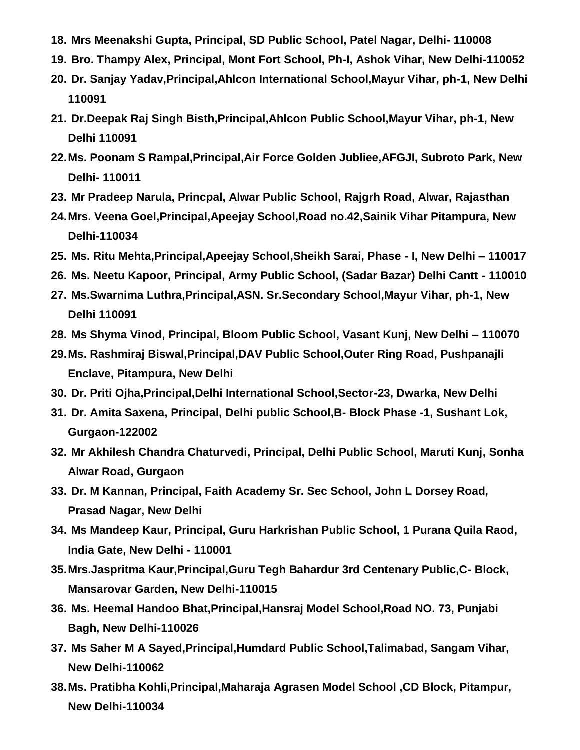18. **Mrs Meenakshi Gupta, Principal, SD Public School, Patel Nagar, Delhi- 110008**
19. **Bro. Thampy Alex, Principal, Mont Fort School, Ph-I, Ashok Vihar, New Delhi-110052**
20. **Dr. Sanjay Yadav,Principal,Ahlcon International School,Mayur Vihar, ph-1, New Delhi 110091**
21. **Dr.Deepak Raj Singh Bisth,Principal,Ahlcon Public School,Mayur Vihar, ph-1, New Delhi 110091**
22. **Ms. Poonam S Rampal,Principal,Air Force Golden Jubliee,AFGJI, Subroto Park, New Delhi- 110011**
23. **Mr Pradeep Narula, Princpal, Alwar Public School, Rajgrh Road, Alwar, Rajasthan**
24. **Mrs. Veena Goel,Principal,Apeejay School,Road no.42,Sainik Vihar Pitampura, New Delhi-110034**
25. **Ms. Ritu Mehta,Principal,Apeejay School,Sheikh Sarai, Phase - I, New Delhi – 110017**
26. **Ms. Neetu Kapoor, Principal, Army Public School, (Sadar Bazar) Delhi Cantt - 110010**
27. **Ms.Swarnima Luthra,Principal,ASN. Sr.Secondary School,Mayur Vihar, ph-1, New Delhi 110091**
28. **Ms Shyma Vinod, Principal, Bloom Public School, Vasant Kunj, New Delhi – 110070**
29. **Ms. Rashmiraj Biswal,Principal,DAV Public School,Outer Ring Road, Pushpanajli Enclave, Pitampura, New Delhi**
30. **Dr. Priti Ojha,Principal,Delhi International School,Sector-23, Dwarka, New Delhi**
31. **Dr. Amita Saxena, Principal, Delhi public School,B- Block Phase -1, Sushant Lok, Gurgaon-122002**
32. **Mr Akhilesh Chandra Chaturvedi, Principal, Delhi Public School, Maruti Kunj, Sonha Alwar Road, Gurgaon**
33. **Dr. M Kannan, Principal, Faith Academy Sr. Sec School, John L Dorsey Road, Prasad Nagar, New Delhi**
34. **Ms Mandeep Kaur, Principal, Guru Harkrishan Public School, 1 Purana Quila Raod, India Gate, New Delhi - 110001**
35. **Mrs.Jaspritma Kaur,Principal,Guru Tegh Bahardur 3rd Centenary Public,C- Block, Mansarovar Garden, New Delhi-110015**
36. **Ms. Heemal Handoo Bhat,Principal,Hansraj Model School,Road NO. 73, Punjabi Bagh, New Delhi-110026**
37. **Ms Saher M A Sayed,Principal,Humdard Public School,Talimabad, Sangam Vihar, New Delhi-110062**
38. **Ms. Pratibha Kohli,Principal,Maharaja Agrasen Model School ,CD Block, Pitampur, New Delhi-110034**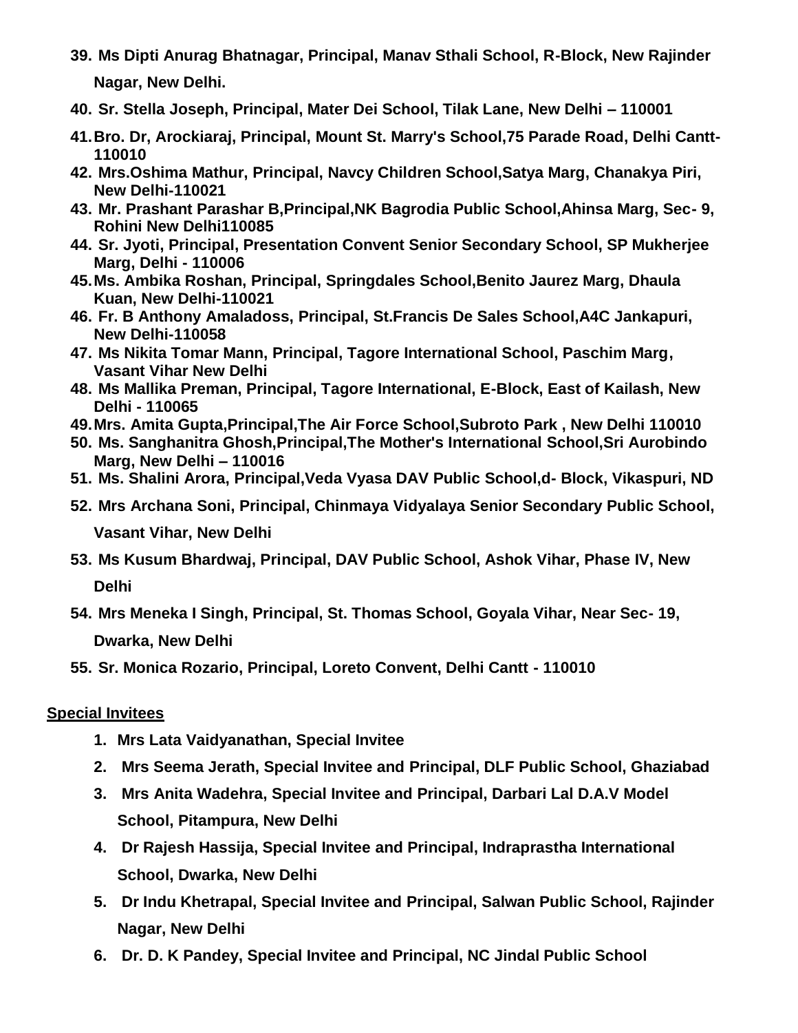39. **Ms Dipti Anurag Bhatnagar, Principal, Manav Sthali School, R-Block, New Rajinder Nagar, New Delhi.**
40. **Sr. Stella Joseph, Principal, Mater Dei School, Tilak Lane, New Delhi – 110001**
41. **Bro. Dr, Arockiaraj, Principal, Mount St. Marry's School,75 Parade Road, Delhi Cantt- 110010**
42. **Mrs.Oshima Mathur, Principal, Navcy Children School,Satya Marg, Chanakya Piri, New Delhi-110021**
43. **Mr. Prashant Parashar B,Principal,NK Bagrodia Public School,Ahinsa Marg, Sec- 9, Rohini New Delhi110085**
44. **Sr. Jyoti, Principal, Presentation Convent Senior Secondary School, SP Mukherjee Marg, Delhi - 110006**
45. **Ms. Ambika Roshan, Principal, Springdales School,Benito Jaurez Marg, Dhaula Kuan, New Delhi-110021**
46. **Fr. B Anthony Amaladoss, Principal, St.Francis De Sales School,A4C Jankapuri, New Delhi-110058**
47. **Ms Nikita Tomar Mann, Principal, Tagore International School, Paschim Marg, Vasant Vihar New Delhi**
48. **Ms Mallika Preman, Principal, Tagore International, E-Block, East of Kailash, New Delhi - 110065**
49. **Mrs. Amita Gupta,Principal,The Air Force School,Subroto Park , New Delhi 110010**
50. **Ms. Sanghanitra Ghosh,Principal,The Mother's International School,Sri Aurobindo Marg, New Delhi – 110016**
51. **Ms. Shalini Arora, Principal,Veda Vyasa DAV Public School,d- Block, Vikaspuri, ND**
52. **Mrs Archana Soni, Principal, Chinmaya Vidyalaya Senior Secondary Public School, Vasant Vihar, New Delhi**
53. **Ms Kusum Bhardwaj, Principal, DAV Public School, Ashok Vihar, Phase IV, New Delhi**
54. **Mrs Meneka I Singh, Principal, St. Thomas School, Goyala Vihar, Near Sec- 19, Dwarka, New Delhi**
55. **Sr. Monica Rozario, Principal, Loreto Convent, Delhi Cantt - 110010**

**Special Invitees**

1. **Mrs Lata Vaidyanathan, Special Invitee**
2. **Mrs Seema Jerath, Special Invitee and Principal, DLF Public School, Ghaziabad**
3. **Mrs Anita Wadehra, Special Invitee and Principal, Darbari Lal D.A.V Model School, Pitampura, New Delhi**
4. **Dr Rajesh Hassija, Special Invitee and Principal, Indraprastha International School, Dwarka, New Delhi**
5. **Dr Indu Khetrapal, Special Invitee and Principal, Salwan Public School, Rajinder Nagar, New Delhi**
6. **Dr. D. K Pandey, Special Invitee and Principal, NC Jindal Public School**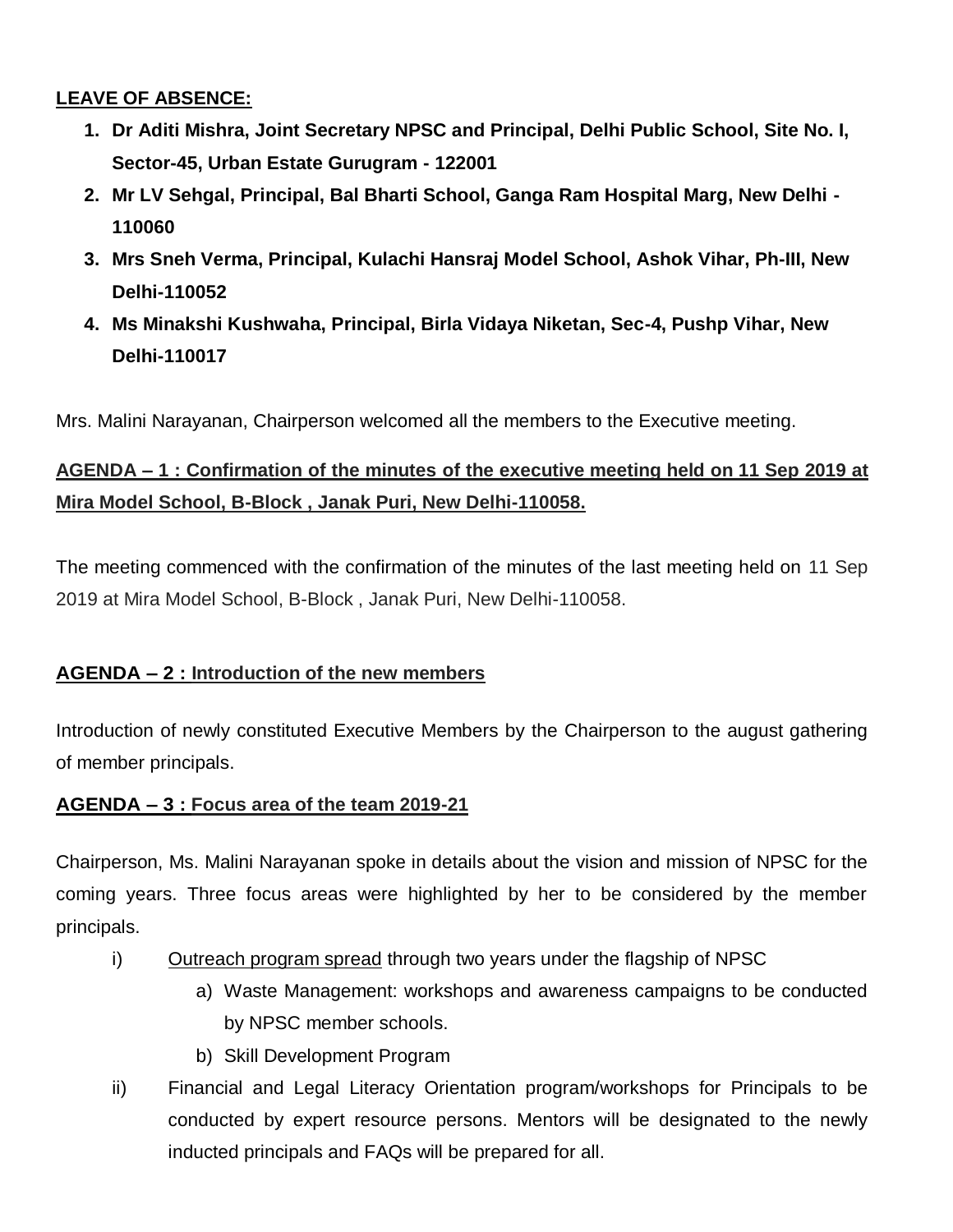**LEAVE OF ABSENCE:**

1. **Dr Aditi Mishra, Joint Secretary NPSC and Principal, Delhi Public School, Site No. I, Sector-45, Urban Estate Gurugram - 122001**
2. **Mr LV Sehgal, Principal, Bal Bharti School, Ganga Ram Hospital Marg, New Delhi - 110060**
3. **Mrs Sneh Verma, Principal, Kulachi Hansraj Model School, Ashok Vihar, Ph-III, New Delhi-110052**
4. **Ms Minakshi Kushwaha, Principal, Birla Vidaya Niketan, Sec-4, Pushp Vihar, New Delhi-110017**

Mrs. Malini Narayanan, Chairperson welcomed all the members to the Executive meeting.

**AGENDA – 1 : Confirmation of the minutes of the executive meeting held on 11 Sep 2019 at Mira Model School, B-Block , Janak Puri, New Delhi-110058.**

The meeting commenced with the confirmation of the minutes of the last meeting held on 11 Sep 2019 at Mira Model School, B-Block , Janak Puri, New Delhi-110058.

**AGENDA – 2 : Introduction of the new members**

Introduction of newly constituted Executive Members by the Chairperson to the august gathering of member principals.

**AGENDA – 3 : Focus area of the team 2019-21**

Chairperson, Ms. Malini Narayanan spoke in details about the vision and mission of NPSC for the coming years. Three focus areas were highlighted by her to be considered by the member principals.

i) Outreach program spread through two years under the flagship of NPSC
   a) Waste Management: workshops and awareness campaigns to be conducted by NPSC member schools.
   b) Skill Development Program

ii) Financial and Legal Literacy Orientation program/workshops for Principals to be conducted by expert resource persons. Mentors will be designated to the newly inducted principals and FAQs will be prepared for all.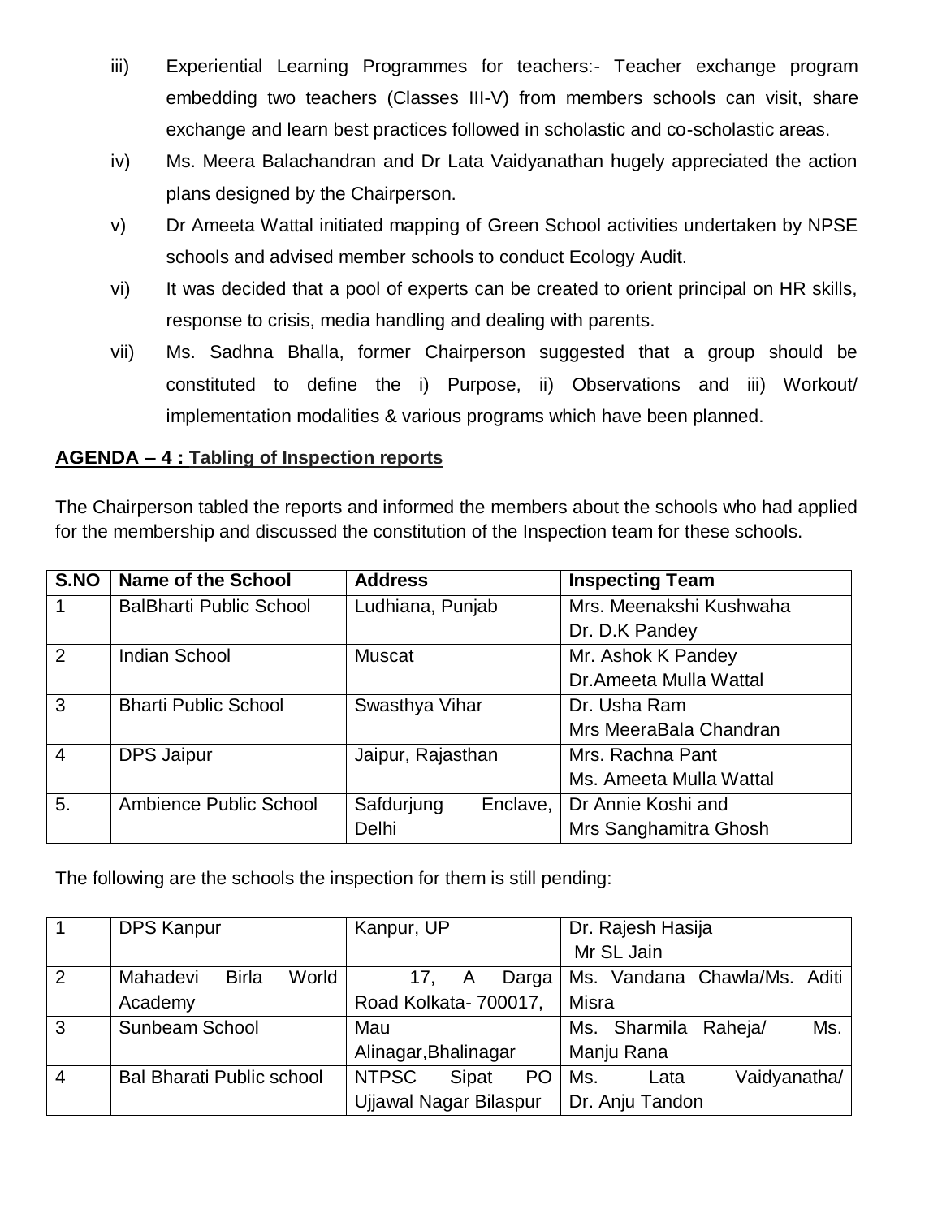iii) Experiential Learning Programmes for teachers:- Teacher exchange program embedding two teachers (Classes III-V) from members schools can visit, share exchange and learn best practices followed in scholastic and co-scholastic areas.

iv) Ms. Meera Balachandran and Dr Lata Vaidyanathan hugely appreciated the action plans designed by the Chairperson.

v) Dr Ameeta Wattal initiated mapping of Green School activities undertaken by NPSE schools and advised member schools to conduct Ecology Audit.

vi) It was decided that a pool of experts can be created to orient principal on HR skills, response to crisis, media handling and dealing with parents.

vii) Ms. Sadhna Bhalla, former Chairperson suggested that a group should be constituted to define the i) Purpose, ii) Observations and iii) Workout/ implementation modalities & various programs which have been planned.

**AGENDA – 4 : Tabling of Inspection reports**

The Chairperson tabled the reports and informed the members about the schools who had applied for the membership and discussed the constitution of the Inspection team for these schools.

| S.NO | Name of the School | Address | Inspecting Team |
|---|---|---|---|
| 1 | BalBharti Public School | Ludhiana, Punjab | Mrs. Meenakshi Kushwaha<br>Dr. D.K Pandey |
| 2 | Indian School | Muscat | Mr. Ashok K Pandey<br>Dr.Ameeta Mulla Wattal |
| 3 | Bharti Public School | Swasthya Vihar | Dr. Usha Ram<br>Mrs MeeraBala Chandran |
| 4 | DPS Jaipur | Jaipur, Rajasthan | Mrs. Rachna Pant<br>Ms. Ameeta Mulla Wattal |
| 5. | Ambience Public School | Safdurjung Enclave, Delhi | Dr Annie Koshi and<br>Mrs Sanghamitra Ghosh |

The following are the schools the inspection for them is still pending:

| | | | |
|---|---|---|---|
| 1 | DPS Kanpur | Kanpur, UP | Dr. Rajesh Hasija<br>Mr SL Jain |
| 2 | Mahadevi Birla World Academy | 17, A Darga Road Kolkata- 700017, | Ms. Vandana Chawla/Ms. Aditi Misra |
| 3 | Sunbeam School | Mau Alinagar,Bhalinagar | Ms. Sharmila Raheja/ Ms. Manju Rana |
| 4 | Bal Bharati Public school | NTPSC Sipat PO Ujjawal Nagar Bilaspur | Ms. Lata Vaidyanatha/ Dr. Anju Tandon |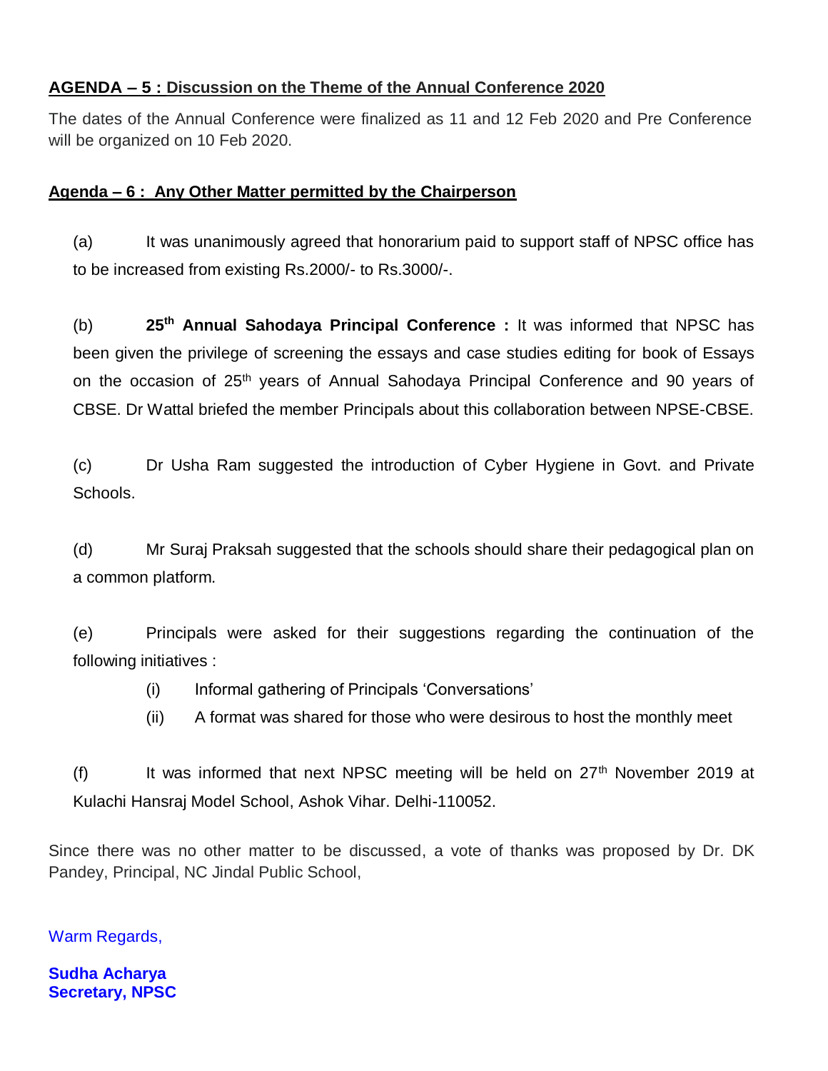**AGENDA – 5 : Discussion on the Theme of the Annual Conference 2020**

The dates of the Annual Conference were finalized as 11 and 12 Feb 2020 and Pre Conference will be organized on 10 Feb 2020.

**Agenda – 6 : Any Other Matter permitted by the Chairperson**

(a) It was unanimously agreed that honorarium paid to support staff of NPSC office has to be increased from existing Rs.2000/- to Rs.3000/-.

(b) **25th Annual Sahodaya Principal Conference :** It was informed that NPSC has been given the privilege of screening the essays and case studies editing for book of Essays on the occasion of 25th years of Annual Sahodaya Principal Conference and 90 years of CBSE. Dr Wattal briefed the member Principals about this collaboration between NPSE-CBSE.

(c) Dr Usha Ram suggested the introduction of Cyber Hygiene in Govt. and Private Schools.

(d) Mr Suraj Praksah suggested that the schools should share their pedagogical plan on a common platform.

(e) Principals were asked for their suggestions regarding the continuation of the following initiatives :

- (i) Informal gathering of Principals 'Conversations'
- (ii) A format was shared for those who were desirous to host the monthly meet

(f) It was informed that next NPSC meeting will be held on 27th November 2019 at Kulachi Hansraj Model School, Ashok Vihar. Delhi-110052.

Since there was no other matter to be discussed, a vote of thanks was proposed by Dr. DK Pandey, Principal, NC Jindal Public School,

Warm Regards,

**Sudha Acharya**
**Secretary, NPSC**